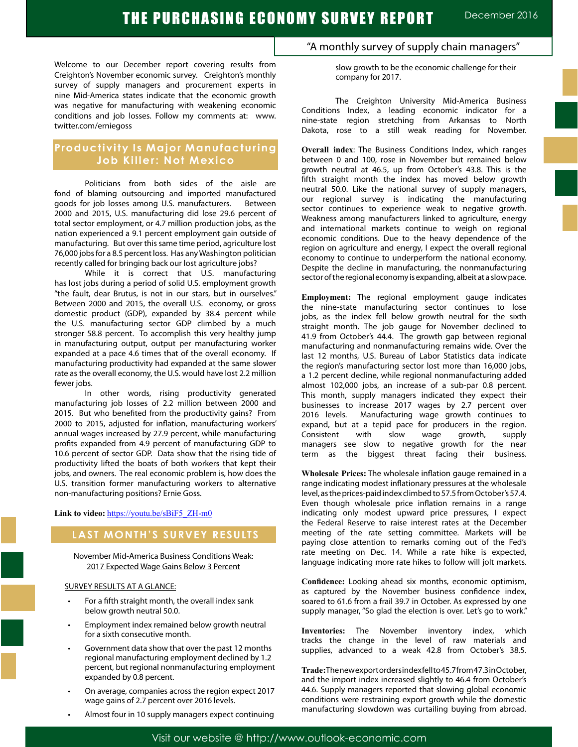# THE PURCHASING ECONOMY SURVEY REPORT

December 2016

"A monthly survey of supply chain managers"

Welcome to our December report covering results from Creighton's November economic survey. Creighton's monthly survey of supply managers and procurement experts in nine Mid-America states indicate that the economic growth was negative for manufacturing with weakening economic conditions and job losses. Follow my comments at: www.twitter.com/erniegoss

## Productivity Is Major Manufacturing Job Killer: Not Mexico

Politicians from both sides of the aisle are fond of blaming outsourcing and imported manufactured goods for job losses among U.S. manufacturers. Between 2000 and 2015, U.S. manufacturing did lose 29.6 percent of total sector employment, or 4.7 million production jobs, as the nation experienced a 9.1 percent employment gain outside of manufacturing. But over this same time period, agriculture lost 76,000 jobs for a 8.5 percent loss. Has any Washington politician recently called for bringing back our lost agriculture jobs?

While it is correct that U.S. manufacturing has lost jobs during a period of solid U.S. employment growth "the fault, dear Brutus, is not in our stars, but in ourselves." Between 2000 and 2015, the overall U.S. economy, or gross domestic product (GDP), expanded by 38.4 percent while the U.S. manufacturing sector GDP climbed by a much stronger 58.8 percent. To accomplish this very healthy jump in manufacturing output, output per manufacturing worker expanded at a pace 4.6 times that of the overall economy. If manufacturing productivity had expanded at the same slower rate as the overall economy, the U.S. would have lost 2.2 million fewer jobs.

In other words, rising productivity generated manufacturing job losses of 2.2 million between 2000 and 2015. But who benefited from the productivity gains? From 2000 to 2015, adjusted for inflation, manufacturing workers' annual wages increased by 27.9 percent, while manufacturing profits expanded from 4.9 percent of manufacturing GDP to 10.6 percent of sector GDP. Data show that the rising tide of productivity lifted the boats of both workers that kept their jobs, and owners. The real economic problem is, how does the U.S. transition former manufacturing workers to alternative non-manufacturing positions? Ernie Goss.

**Link to video:** https://youtu.be/sBiF5_ZH-m0

## LAST MONTH'S SURVEY RESULTS

November Mid-America Business Conditions Weak: 2017 Expected Wage Gains Below 3 Percent

SURVEY RESULTS AT A GLANCE:

- For a fifth straight month, the overall index sank below growth neutral 50.0.
- Employment index remained below growth neutral for a sixth consecutive month.
- Government data show that over the past 12 months regional manufacturing employment declined by 1.2 percent, but regional nonmanufacturing employment expanded by 0.8 percent.
- On average, companies across the region expect 2017 wage gains of 2.7 percent over 2016 levels.
- Almost four in 10 supply managers expect continuing slow growth to be the economic challenge for their company for 2017.

The Creighton University Mid-America Business Conditions Index, a leading economic indicator for a nine-state region stretching from Arkansas to North Dakota, rose to a still weak reading for November.

**Overall index**: The Business Conditions Index, which ranges between 0 and 100, rose in November but remained below growth neutral at 46.5, up from October's 43.8. This is the fifth straight month the index has moved below growth neutral 50.0. Like the national survey of supply managers, our regional survey is indicating the manufacturing sector continues to experience weak to negative growth. Weakness among manufacturers linked to agriculture, energy and international markets continue to weigh on regional economic conditions. Due to the heavy dependence of the region on agriculture and energy, I expect the overall regional economy to continue to underperform the national economy. Despite the decline in manufacturing, the nonmanufacturing sector of the regional economy is expanding, albeit at a slow pace.

**Employment:** The regional employment gauge indicates the nine-state manufacturing sector continues to lose jobs, as the index fell below growth neutral for the sixth straight month. The job gauge for November declined to 41.9 from October's 44.4. The growth gap between regional manufacturing and nonmanufacturing remains wide. Over the last 12 months, U.S. Bureau of Labor Statistics data indicate the region's manufacturing sector lost more than 16,000 jobs, a 1.2 percent decline, while regional nonmanufacturing added almost 102,000 jobs, an increase of a sub-par 0.8 percent. This month, supply managers indicated they expect their businesses to increase 2017 wages by 2.7 percent over 2016 levels. Manufacturing wage growth continues to expand, but at a tepid pace for producers in the region. Consistent with slow wage growth, supply managers see slow to negative growth for the near term as the biggest threat facing their business.

**Wholesale Prices:** The wholesale inflation gauge remained in a range indicating modest inflationary pressures at the wholesale level, as the prices-paid index climbed to 57.5 from October's 57.4. Even though wholesale price inflation remains in a range indicating only modest upward price pressures, I expect the Federal Reserve to raise interest rates at the December meeting of the rate setting committee. Markets will be paying close attention to remarks coming out of the Fed's rate meeting on Dec. 14. While a rate hike is expected, language indicating more rate hikes to follow will jolt markets.

**Confidence:** Looking ahead six months, economic optimism, as captured by the November business confidence index, soared to 61.6 from a frail 39.7 in October. As expressed by one supply manager, "So glad the election is over. Let's go to work."

**Inventories:** The November inventory index, which tracks the change in the level of raw materials and supplies, advanced to a weak 42.8 from October's 38.5.

**Trade:** The new export orders index fell to 45.7 from 47.3 in October, and the import index increased slightly to 46.4 from October's 44.6. Supply managers reported that slowing global economic conditions were restraining export growth while the domestic manufacturing slowdown was curtailing buying from abroad.

Visit our website @ http://www.outlook-economic.com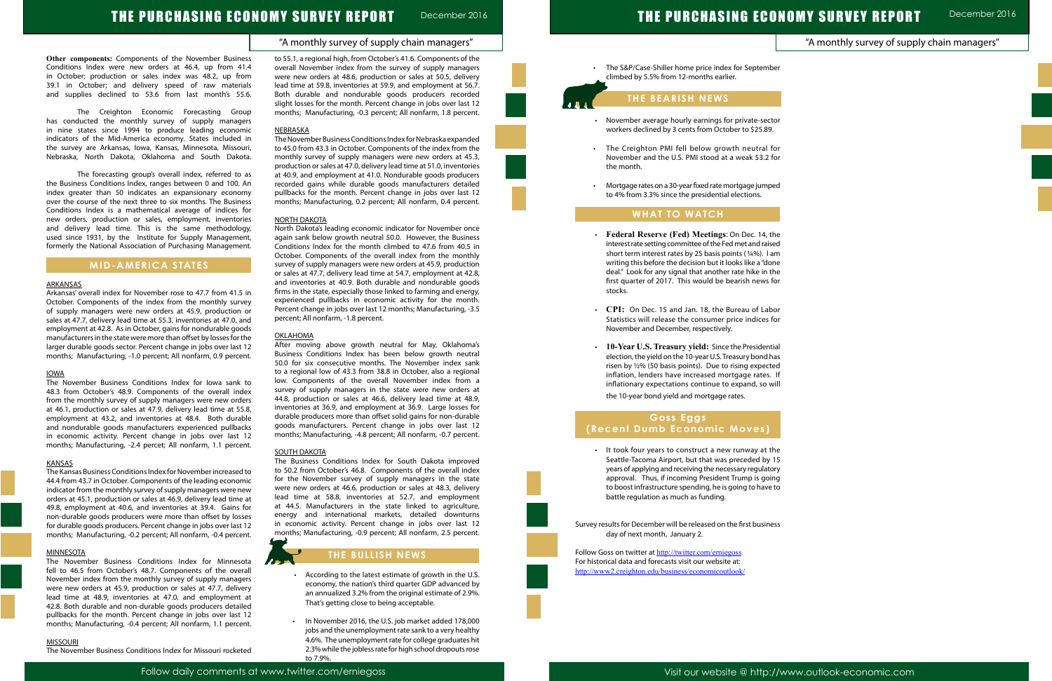**Other components:** Components of the November Business Conditions Index were new orders at 46.4, up from 41.4 in October; production or sales index was 48.2, up from 39.1 in October; and delivery speed of raw materials and supplies declined to 53.6 from last month's 55.6.

The Creighton Economic Forecasting Group has conducted the monthly survey of supply managers in nine states since 1994 to produce leading economic indicators of the Mid-America economy. States included in the survey are Arkansas, Iowa, Kansas, Minnesota, Missouri, Nebraska, North Dakota, Oklahoma and South Dakota.

The forecasting group's overall index, referred to as the Business Conditions Index, ranges between 0 and 100. An index greater than 50 indicates an expansionary economy over the course of the next three to six months. The Business Conditions Index is a mathematical average of indices for new orders, production or sales, employment, inventories and delivery lead time. This is the same methodology, used since 1931, by the Institute for Supply Management, formerly the National Association of Purchasing Management.

## MID-AMERICA STATES

### ARKANSAS

Arkansas' overall index for November rose to 47.7 from 41.5 in October. Components of the index from the monthly survey of supply managers were new orders at 45.9, production or sales at 47.7, delivery lead time at 55.3, inventories at 47.0, and employment at 42.8. As in October, gains for nondurable goods manufacturers in the state were more than offset by losses for the larger durable goods sector. Percent change in jobs over last 12 months; Manufacturing, -1.0 percent; All nonfarm, 0.9 percent.

### IOWA

The November Business Conditions Index for Iowa sank to 48.3 from October's 48.9. Components of the overall index from the monthly survey of supply managers were new orders at 46.1, production or sales at 47.9, delivery lead time at 55.8, employment at 43.2, and inventories at 48.4. Both durable and nondurable goods manufacturers experienced pullbacks in economic activity. Percent change in jobs over last 12 months; Manufacturing, -2.4 percet; All nonfarm, 1.1 percent.

### KANSAS

The Kansas Business Conditions Index for November increased to 44.4 from 43.7 in October. Components of the leading economic indicator from the monthly survey of supply managers were new orders at 45.1, production or sales at 46.9, delivery lead time at 49.8, employment at 40.6, and inventories at 39.4. Gains for non-durable goods producers were more than offset by losses for durable goods producers. Percent change in jobs over last 12 months; Manufacturing, -0.2 percent; All nonfarm, -0.4 percent.

### MINNESOTA

The November Business Conditions Index for Minnesota fell to 46.5 from October's 48.7. Components of the overall November index from the monthly survey of supply managers were new orders at 45.9, production or sales at 47.7, delivery lead time at 48.9, inventories at 47.0, and employment at 42.8. Both durable and non-durable goods producers detailed pullbacks for the month. Percent change in jobs over last 12 months; Manufacturing, -0.4 percent; All nonfarm, 1.1 percent.

### MISSOURI

The November Business Conditions Index for Missouri rocketed to 55.1, a regional high, from October's 41.6. Components of the overall November index from the survey of supply managers were new orders at 48.6, production or sales at 50.5, delivery lead time at 59.8, inventories at 59.9, and employment at 56.7. Both durable and nondurable goods producers recorded slight losses for the month. Percent change in jobs over last 12 months; Manufacturing, -0.3 percent; All nonfarm, 1.8 percent.

### NEBRASKA

The November Business Conditions Index for Nebraska expanded to 45.0 from 43.3 in October. Components of the index from the monthly survey of supply managers were new orders at 45.3, production or sales at 47.0, delivery lead time at 51.0, inventories at 40.9, and employment at 41.0. Nondurable goods producers recorded gains while durable goods manufacturers detailed pullbacks for the month. Percent change in jobs over last 12 months; Manufacturing, 0.2 percent; All nonfarm, 0.4 percent.

### NORTH DAKOTA

North Dakota's leading economic indicator for November once again sank below growth neutral 50.0. However, the Business Conditions Index for the month climbed to 47.6 from 40.5 in October. Components of the overall index from the monthly survey of supply managers were new orders at 45.9, production or sales at 47.7, delivery lead time at 54.7, employment at 42.8, and inventories at 40.9. Both durable and nondurable goods firms in the state, especially those linked to farming and energy, experienced pullbacks in economic activity for the month. Percent change in jobs over last 12 months; Manufacturing, -3.5 percent; All nonfarm, -1.8 percent.

### OKLAHOMA

After moving above growth neutral for May, Oklahoma's Business Conditions Index has been below growth neutral 50.0 for six consecutive months. The November index sank to a regional low of 43.3 from 38.8 in October, also a regional low. Components of the overall November index from a survey of supply managers in the state were new orders at 44.8, production or sales at 46.6, delivery lead time at 48.9, inventories at 36.9, and employment at 36.9. Large losses for durable producers more than offset solid gains for non-durable goods manufacturers. Percent change in jobs over last 12 months; Manufacturing, -4.8 percent; All nonfarm, -0.7 percent.

### SOUTH DAKOTA

The Business Conditions Index for South Dakota improved to 50.2 from October's 46.8. Components of the overall index for the November survey of supply managers in the state were new orders at 46.6, production or sales at 48.3, delivery lead time at 58.8, inventories at 52.7, and employment at 44.5. Manufacturers in the state linked to agriculture, energy and international markets, detailed downturns in economic activity. Percent change in jobs over last 12 months; Manufacturing, -0.9 percent; All nonfarm, 2.5 percent.

## THE BULLISH NEWS

- According to the latest estimate of growth in the U.S. economy, the nation's third quarter GDP advanced by an annualized 3.2% from the original estimate of 2.9%. That's getting close to being acceptable.
- In November 2016, the U.S. job market added 178,000 jobs and the unemployment rate sank to a very healthy 4.6%. The unemployment rate for college graduates hit 2.3% while the jobless rate for high school dropouts rose to 7.9%.
- The S&P/Case-Shiller home price index for September climbed by 5.5% from 12-months earlier.

## THE BEARISH NEWS

- November average hourly earnings for private-sector workers declined by 3 cents from October to $25.89.
- The Creighton PMI fell below growth neutral for November and the U.S. PMI stood at a weak 53.2 for the month.
- Mortgage rates on a 30-year fixed rate mortgage jumped to 4% from 3.3% since the presidential elections.

## WHAT TO WATCH

- **Federal Reserve (Fed) Meetings**: On Dec. 14, the interest rate setting committee of the Fed met and raised short term interest rates by 25 basis points (¼%). I am writing this before the decision but it looks like a "done deal." Look for any signal that another rate hike in the first quarter of 2017. This would be bearish news for stocks.
- **CPI:** On Dec. 15 and Jan. 18, the Bureau of Labor Statistics will release the consumer price indices for November and December, respectively.
- **10-Year U.S. Treasury yield:** Since the Presidential election, the yield on the 10-year U.S. Treasury bond has risen by ½% (50 basis points). Due to rising expected inflation, lenders have increased mortgage rates. If inflationary expectations continue to expand, so will the 10-year bond yield and mortgage rates.

## Goss Eggs (Recent Dumb Economic Moves)

- It took four years to construct a new runway at the Seattle-Tacoma Airport, but that was preceded by 15 years of applying and receiving the necessary regulatory approval. Thus, if incoming President Trump is going to boost infrastructure spending, he is going to have to battle regulation as much as funding.

Survey results for December will be released on the first business day of next month, January 2.

Follow Goss on twitter at http://twitter.com/erniegoss
For historical data and forecasts visit our website at:
http://www2.creighton.edu/business/economicoutlook/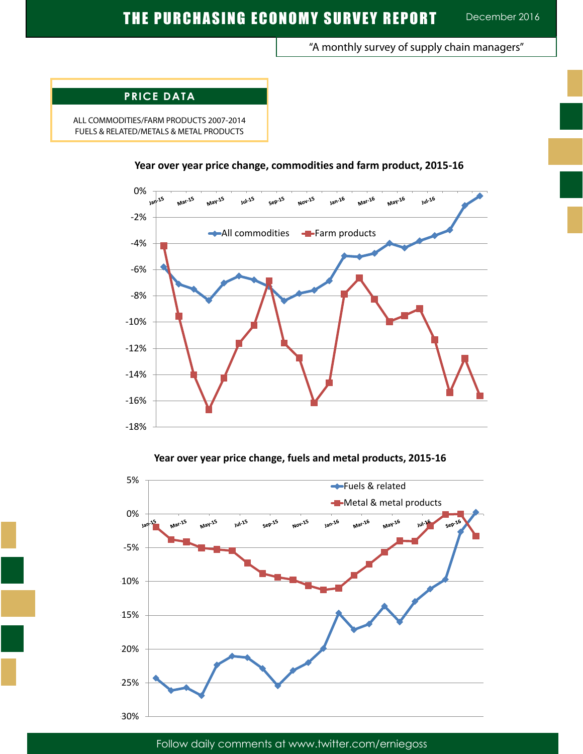# THE PURCHASING ECONOMY SURVEY REPORT

December 2016

"A monthly survey of supply chain managers"

## PRICE DATA

ALL COMMODITIES/FARM PRODUCTS 2007-2014
FUELS & RELATED/METALS & METAL PRODUCTS

**Year over year price change, commodities and farm product, 2015-16**

0%
-2%
-4%
-6%
-8%
-10%
-12%
-14%
-16%
-18%

Jan-15 Mar-15 May-15 Jul-15 Sep-15 Nov-15 Jan-16 Mar-16 May-16 Jul-16

All commodities
Farm products

**Year over year price change, fuels and metal products, 2015-16**

5%
0%
-5%
10%
15%
20%
25%
30%

Jan-15 Mar-15 May-15 Jul-15 Sep-15 Nov-15 Jan-16 Mar-16 May-16 Jul-16 Sep-16

Fuels & related
Metal & metal products

Follow daily comments at www.twitter.com/erniegoss